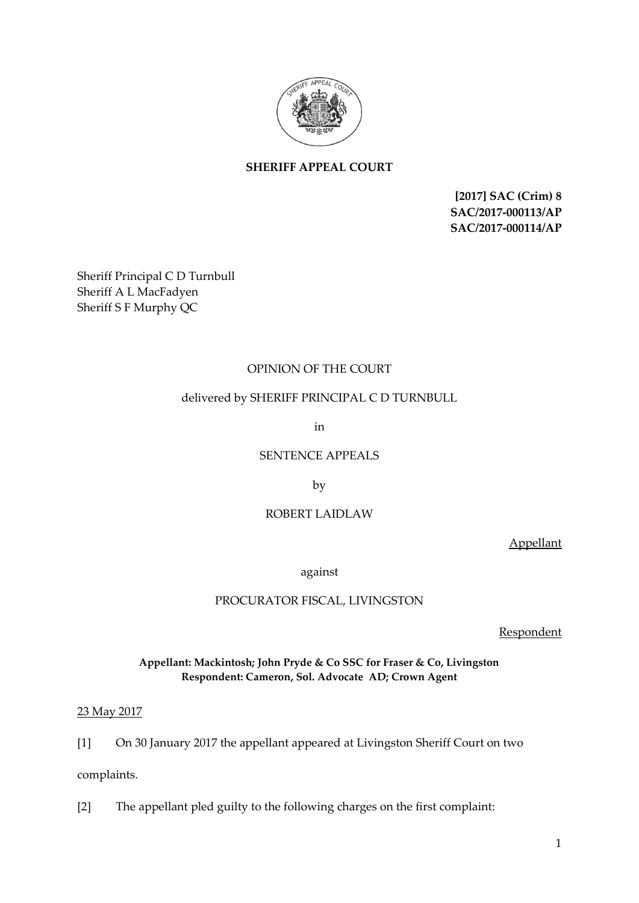**SHERIFF APPEAL COURT**

**[2017] SAC (Crim) 8**
**SAC/2017-000113/AP**
**SAC/2017-000114/AP**

Sheriff Principal C D Turnbull
Sheriff A L MacFadyen
Sheriff S F Murphy QC

OPINION OF THE COURT

delivered by SHERIFF PRINCIPAL C D TURNBULL

in

SENTENCE APPEALS

by

ROBERT LAIDLAW

Appellant

against

PROCURATOR FISCAL, LIVINGSTON

Respondent

**Appellant: Mackintosh; John Pryde & Co SSC for Fraser & Co, Livingston**
**Respondent: Cameron, Sol. Advocate AD; Crown Agent**

23 May 2017

[1] On 30 January 2017 the appellant appeared at Livingston Sheriff Court on two complaints.

[2] The appellant pled guilty to the following charges on the first complaint: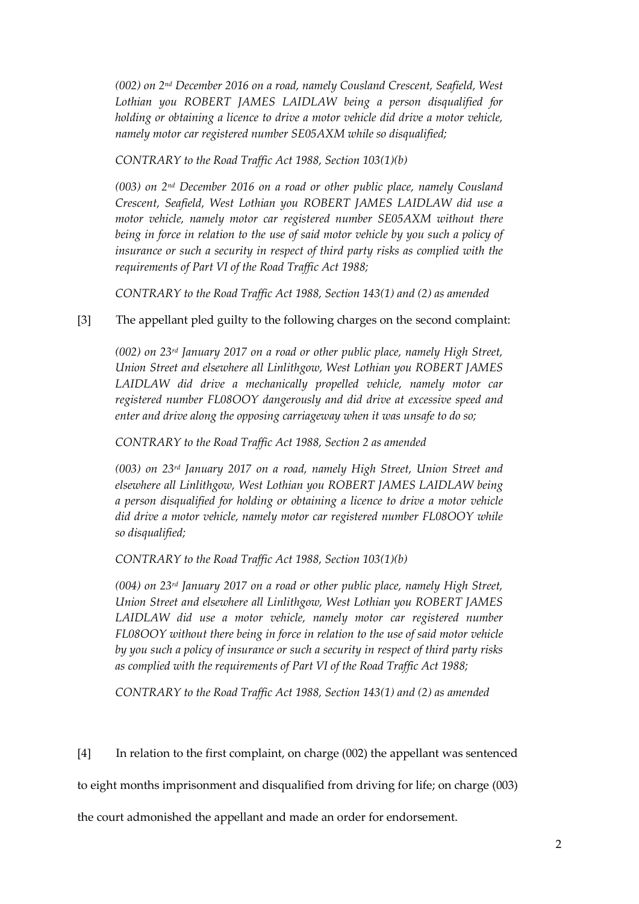*(002) on 2nd December 2016 on a road, namely Cousland Crescent, Seafield, West Lothian you ROBERT JAMES LAIDLAW being a person disqualified for holding or obtaining a licence to drive a motor vehicle did drive a motor vehicle, namely motor car registered number SE05AXM while so disqualified;*

*CONTRARY to the Road Traffic Act 1988, Section 103(1)(b)*

*(003) on 2nd December 2016 on a road or other public place, namely Cousland Crescent, Seafield, West Lothian you ROBERT JAMES LAIDLAW did use a motor vehicle, namely motor car registered number SE05AXM without there being in force in relation to the use of said motor vehicle by you such a policy of insurance or such a security in respect of third party risks as complied with the requirements of Part VI of the Road Traffic Act 1988;*

*CONTRARY to the Road Traffic Act 1988, Section 143(1) and (2) as amended*

[3] The appellant pled guilty to the following charges on the second complaint:

*(002) on 23rd January 2017 on a road or other public place, namely High Street, Union Street and elsewhere all Linlithgow, West Lothian you ROBERT JAMES LAIDLAW did drive a mechanically propelled vehicle, namely motor car registered number FL08OOY dangerously and did drive at excessive speed and enter and drive along the opposing carriageway when it was unsafe to do so;*

*CONTRARY to the Road Traffic Act 1988, Section 2 as amended*

*(003) on 23rd January 2017 on a road, namely High Street, Union Street and elsewhere all Linlithgow, West Lothian you ROBERT JAMES LAIDLAW being a person disqualified for holding or obtaining a licence to drive a motor vehicle did drive a motor vehicle, namely motor car registered number FL08OOY while so disqualified;*

*CONTRARY to the Road Traffic Act 1988, Section 103(1)(b)*

*(004) on 23rd January 2017 on a road or other public place, namely High Street, Union Street and elsewhere all Linlithgow, West Lothian you ROBERT JAMES LAIDLAW did use a motor vehicle, namely motor car registered number FL08OOY without there being in force in relation to the use of said motor vehicle by you such a policy of insurance or such a security in respect of third party risks as complied with the requirements of Part VI of the Road Traffic Act 1988;*

*CONTRARY to the Road Traffic Act 1988, Section 143(1) and (2) as amended*

[4] In relation to the first complaint, on charge (002) the appellant was sentenced to eight months imprisonment and disqualified from driving for life; on charge (003) the court admonished the appellant and made an order for endorsement.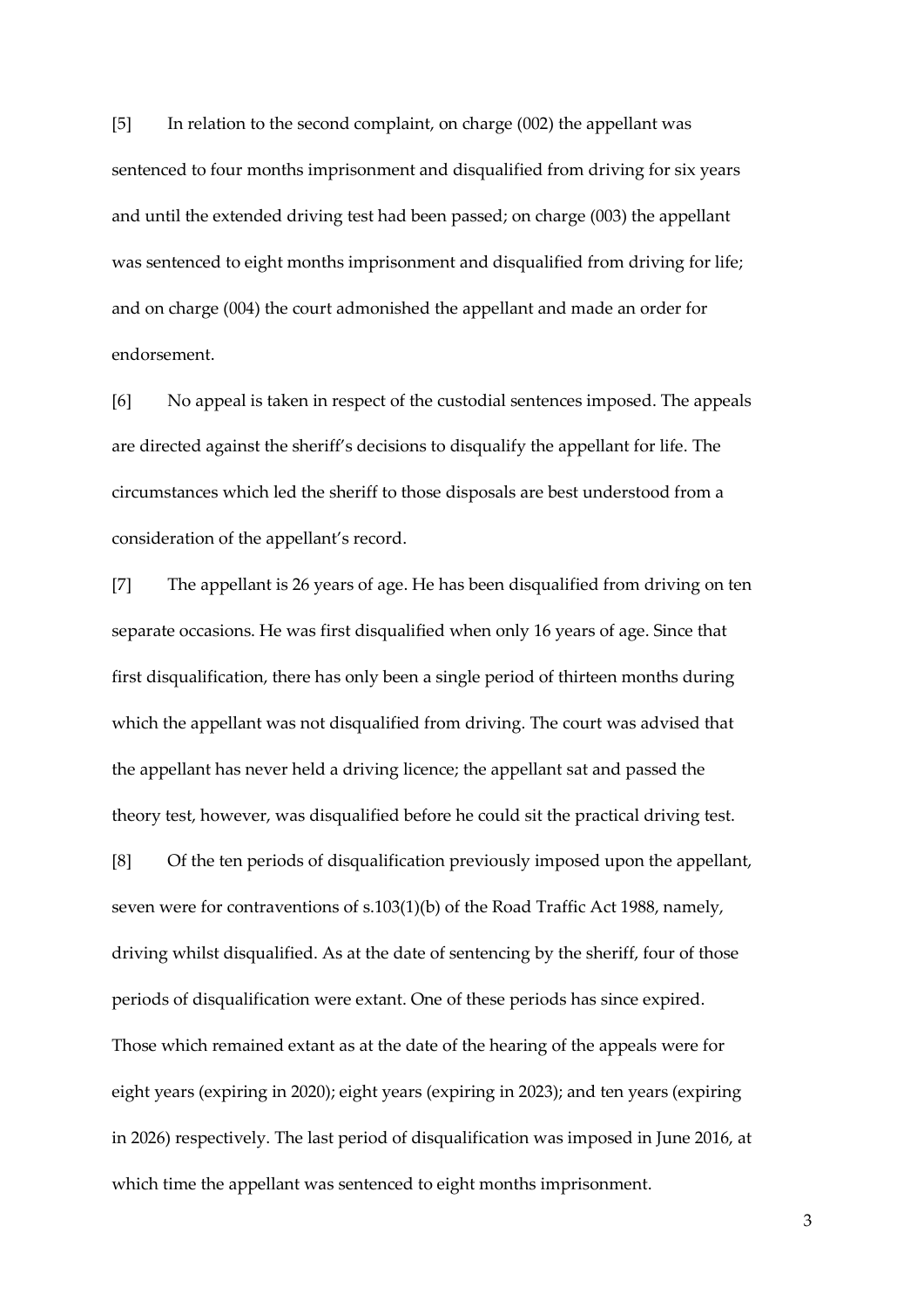[5] In relation to the second complaint, on charge (002) the appellant was sentenced to four months imprisonment and disqualified from driving for six years and until the extended driving test had been passed; on charge (003) the appellant was sentenced to eight months imprisonment and disqualified from driving for life; and on charge (004) the court admonished the appellant and made an order for endorsement.

[6] No appeal is taken in respect of the custodial sentences imposed. The appeals are directed against the sheriff's decisions to disqualify the appellant for life. The circumstances which led the sheriff to those disposals are best understood from a consideration of the appellant's record.

[7] The appellant is 26 years of age. He has been disqualified from driving on ten separate occasions. He was first disqualified when only 16 years of age. Since that first disqualification, there has only been a single period of thirteen months during which the appellant was not disqualified from driving. The court was advised that the appellant has never held a driving licence; the appellant sat and passed the theory test, however, was disqualified before he could sit the practical driving test.

[8] Of the ten periods of disqualification previously imposed upon the appellant, seven were for contraventions of s.103(1)(b) of the Road Traffic Act 1988, namely, driving whilst disqualified. As at the date of sentencing by the sheriff, four of those periods of disqualification were extant. One of these periods has since expired. Those which remained extant as at the date of the hearing of the appeals were for eight years (expiring in 2020); eight years (expiring in 2023); and ten years (expiring in 2026) respectively. The last period of disqualification was imposed in June 2016, at which time the appellant was sentenced to eight months imprisonment.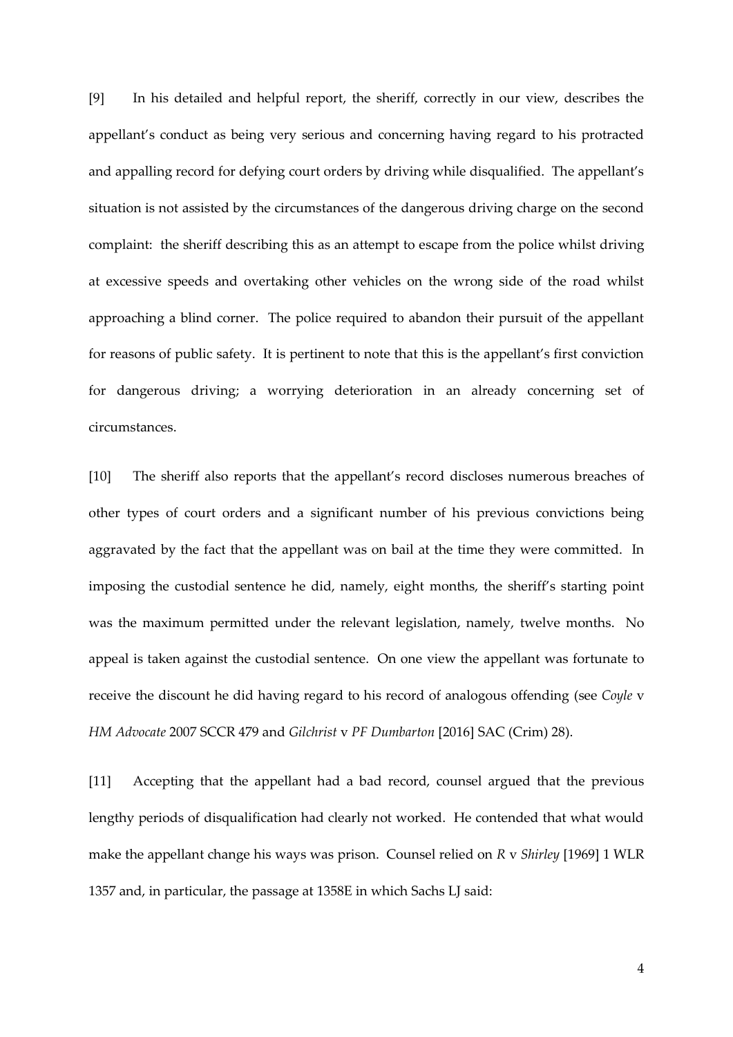[9] In his detailed and helpful report, the sheriff, correctly in our view, describes the appellant's conduct as being very serious and concerning having regard to his protracted and appalling record for defying court orders by driving while disqualified. The appellant's situation is not assisted by the circumstances of the dangerous driving charge on the second complaint: the sheriff describing this as an attempt to escape from the police whilst driving at excessive speeds and overtaking other vehicles on the wrong side of the road whilst approaching a blind corner. The police required to abandon their pursuit of the appellant for reasons of public safety. It is pertinent to note that this is the appellant's first conviction for dangerous driving; a worrying deterioration in an already concerning set of circumstances.

[10] The sheriff also reports that the appellant's record discloses numerous breaches of other types of court orders and a significant number of his previous convictions being aggravated by the fact that the appellant was on bail at the time they were committed. In imposing the custodial sentence he did, namely, eight months, the sheriff's starting point was the maximum permitted under the relevant legislation, namely, twelve months. No appeal is taken against the custodial sentence. On one view the appellant was fortunate to receive the discount he did having regard to his record of analogous offending (see *Coyle* v *HM Advocate* 2007 SCCR 479 and *Gilchrist* v *PF Dumbarton* [2016] SAC (Crim) 28).

[11] Accepting that the appellant had a bad record, counsel argued that the previous lengthy periods of disqualification had clearly not worked. He contended that what would make the appellant change his ways was prison. Counsel relied on *R* v *Shirley* [1969] 1 WLR 1357 and, in particular, the passage at 1358E in which Sachs LJ said: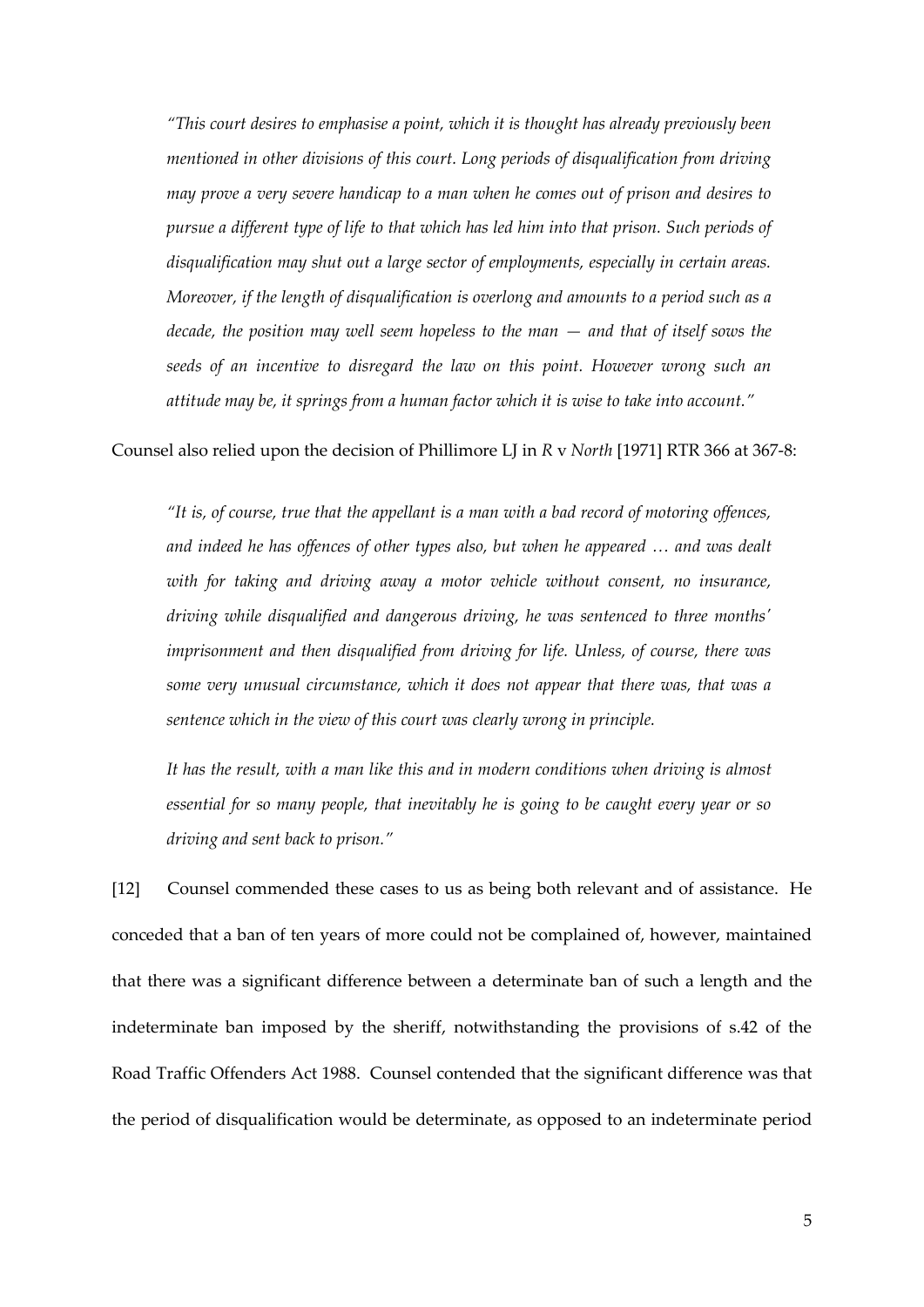*"This court desires to emphasise a point, which it is thought has already previously been mentioned in other divisions of this court. Long periods of disqualification from driving may prove a very severe handicap to a man when he comes out of prison and desires to pursue a different type of life to that which has led him into that prison. Such periods of disqualification may shut out a large sector of employments, especially in certain areas. Moreover, if the length of disqualification is overlong and amounts to a period such as a decade, the position may well seem hopeless to the man — and that of itself sows the seeds of an incentive to disregard the law on this point. However wrong such an attitude may be, it springs from a human factor which it is wise to take into account."*

Counsel also relied upon the decision of Phillimore LJ in *R* v *North* [1971] RTR 366 at 367-8:

*"It is, of course, true that the appellant is a man with a bad record of motoring offences, and indeed he has offences of other types also, but when he appeared … and was dealt with for taking and driving away a motor vehicle without consent, no insurance, driving while disqualified and dangerous driving, he was sentenced to three months' imprisonment and then disqualified from driving for life. Unless, of course, there was some very unusual circumstance, which it does not appear that there was, that was a sentence which in the view of this court was clearly wrong in principle.*

*It has the result, with a man like this and in modern conditions when driving is almost essential for so many people, that inevitably he is going to be caught every year or so driving and sent back to prison."*

[12] Counsel commended these cases to us as being both relevant and of assistance. He conceded that a ban of ten years of more could not be complained of, however, maintained that there was a significant difference between a determinate ban of such a length and the indeterminate ban imposed by the sheriff, notwithstanding the provisions of s.42 of the Road Traffic Offenders Act 1988. Counsel contended that the significant difference was that the period of disqualification would be determinate, as opposed to an indeterminate period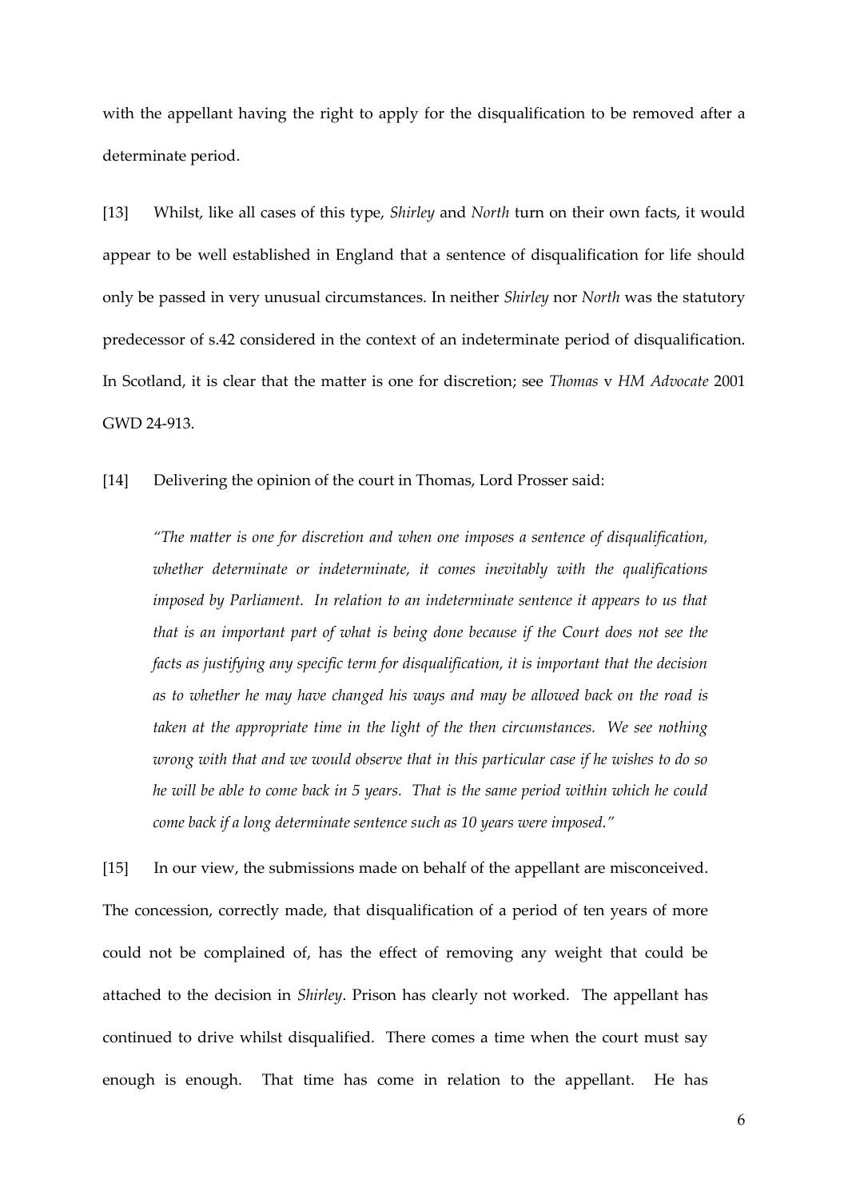with the appellant having the right to apply for the disqualification to be removed after a determinate period.

[13] Whilst, like all cases of this type, *Shirley* and *North* turn on their own facts, it would appear to be well established in England that a sentence of disqualification for life should only be passed in very unusual circumstances. In neither *Shirley* nor *North* was the statutory predecessor of s.42 considered in the context of an indeterminate period of disqualification. In Scotland, it is clear that the matter is one for discretion; see *Thomas* v *HM Advocate* 2001 GWD 24-913.

[14] Delivering the opinion of the court in Thomas, Lord Prosser said:

> *"The matter is one for discretion and when one imposes a sentence of disqualification, whether determinate or indeterminate, it comes inevitably with the qualifications imposed by Parliament. In relation to an indeterminate sentence it appears to us that that is an important part of what is being done because if the Court does not see the facts as justifying any specific term for disqualification, it is important that the decision as to whether he may have changed his ways and may be allowed back on the road is taken at the appropriate time in the light of the then circumstances. We see nothing wrong with that and we would observe that in this particular case if he wishes to do so he will be able to come back in 5 years. That is the same period within which he could come back if a long determinate sentence such as 10 years were imposed."*

[15] In our view, the submissions made on behalf of the appellant are misconceived. The concession, correctly made, that disqualification of a period of ten years of more could not be complained of, has the effect of removing any weight that could be attached to the decision in *Shirley*. Prison has clearly not worked. The appellant has continued to drive whilst disqualified. There comes a time when the court must say enough is enough. That time has come in relation to the appellant. He has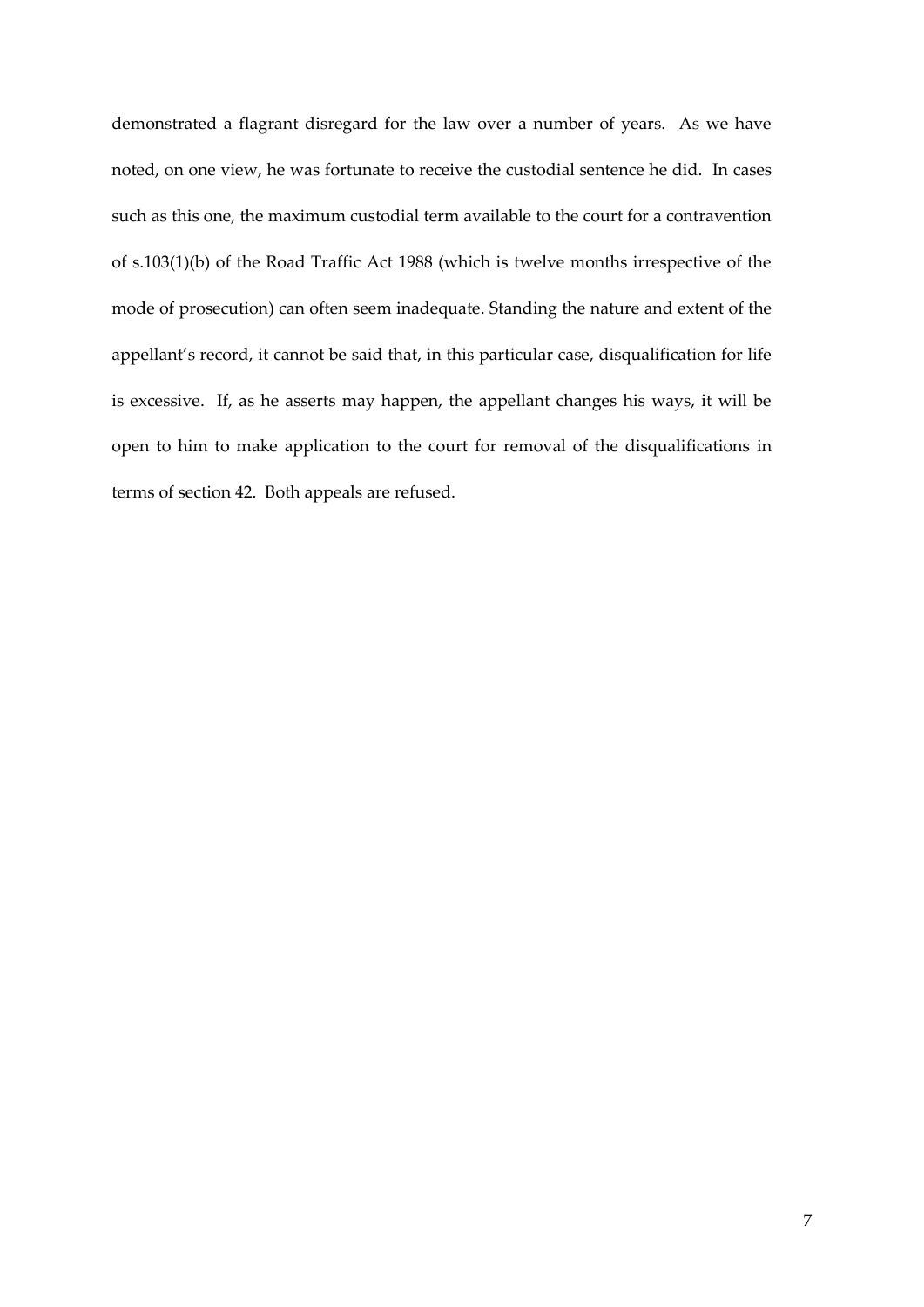demonstrated a flagrant disregard for the law over a number of years. As we have noted, on one view, he was fortunate to receive the custodial sentence he did. In cases such as this one, the maximum custodial term available to the court for a contravention of s.103(1)(b) of the Road Traffic Act 1988 (which is twelve months irrespective of the mode of prosecution) can often seem inadequate. Standing the nature and extent of the appellant's record, it cannot be said that, in this particular case, disqualification for life is excessive. If, as he asserts may happen, the appellant changes his ways, it will be open to him to make application to the court for removal of the disqualifications in terms of section 42. Both appeals are refused.